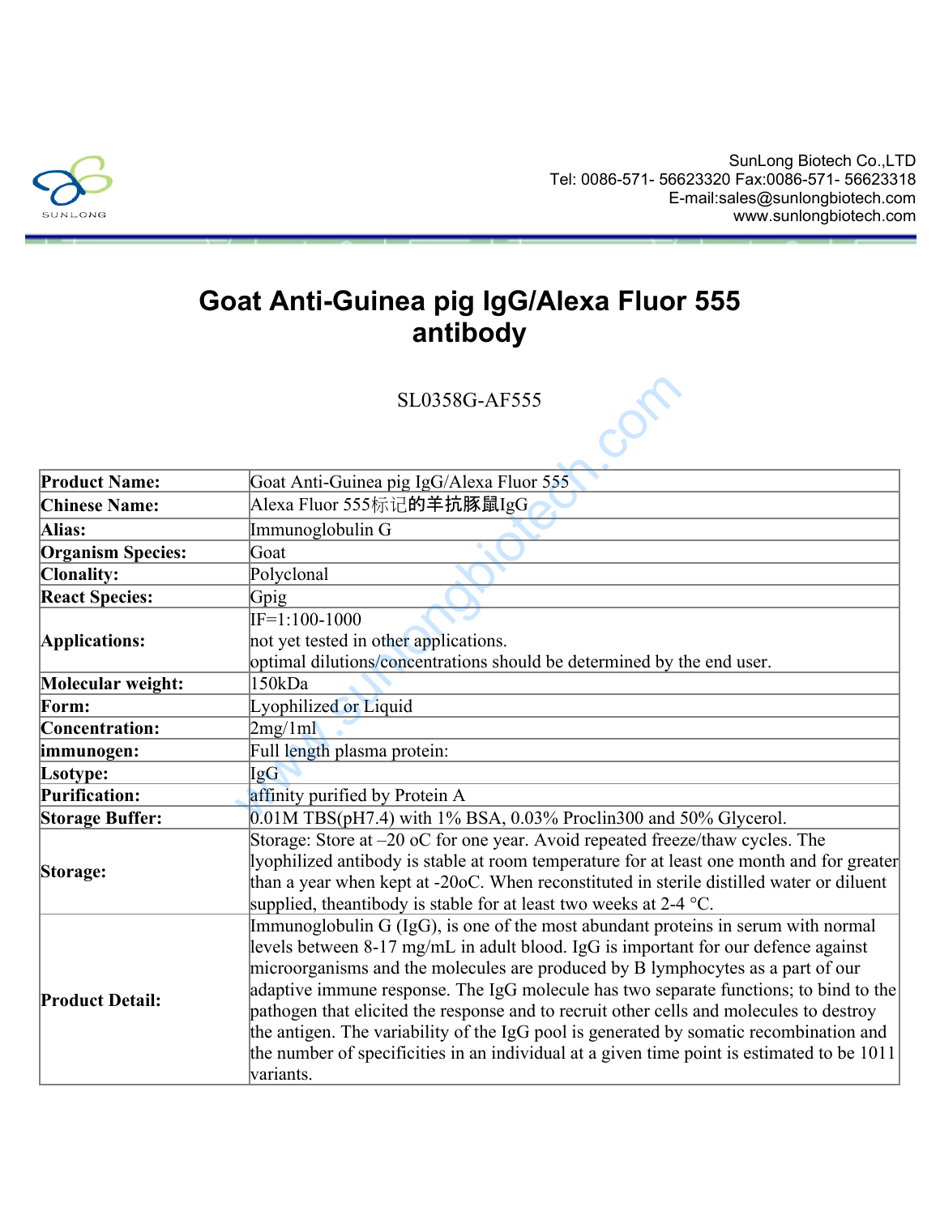SunLong Biotech Co.,LTD
Tel: 0086-571- 56623320 Fax:0086-571- 56623318
E-mail:sales@sunlongbiotech.com
www.sunlongbiotech.com

# Goat Anti-Guinea pig IgG/Alexa Fluor 555 antibody

SL0358G-AF555

| | |
|---|---|
| **Product Name:** | Goat Anti-Guinea pig IgG/Alexa Fluor 555 |
| **Chinese Name:** | Alexa Fluor 555标记的羊抗豚鼠IgG |
| **Alias:** | Immunoglobulin G |
| **Organism Species:** | Goat |
| **Clonality:** | Polyclonal |
| **React Species:** | Gpig |
| **Applications:** | IF=1:100-1000<br>not yet tested in other applications.<br>optimal dilutions/concentrations should be determined by the end user. |
| **Molecular weight:** | 150kDa |
| **Form:** | Lyophilized or Liquid |
| **Concentration:** | 2mg/1ml |
| **immunogen:** | Full length plasma protein: |
| **Lsotype:** | IgG |
| **Purification:** | affinity purified by Protein A |
| **Storage Buffer:** | 0.01M TBS(pH7.4) with 1% BSA, 0.03% Proclin300 and 50% Glycerol. |
| **Storage:** | Storage: Store at –20 oC for one year. Avoid repeated freeze/thaw cycles. The lyophilized antibody is stable at room temperature for at least one month and for greater than a year when kept at -20oC. When reconstituted in sterile distilled water or diluent supplied, theantibody is stable for at least two weeks at 2-4 °C. |
| **Product Detail:** | Immunoglobulin G (IgG), is one of the most abundant proteins in serum with normal levels between 8-17 mg/mL in adult blood. IgG is important for our defence against microorganisms and the molecules are produced by B lymphocytes as a part of our adaptive immune response. The IgG molecule has two separate functions; to bind to the pathogen that elicited the response and to recruit other cells and molecules to destroy the antigen. The variability of the IgG pool is generated by somatic recombination and the number of specificities in an individual at a given time point is estimated to be 1011 variants. |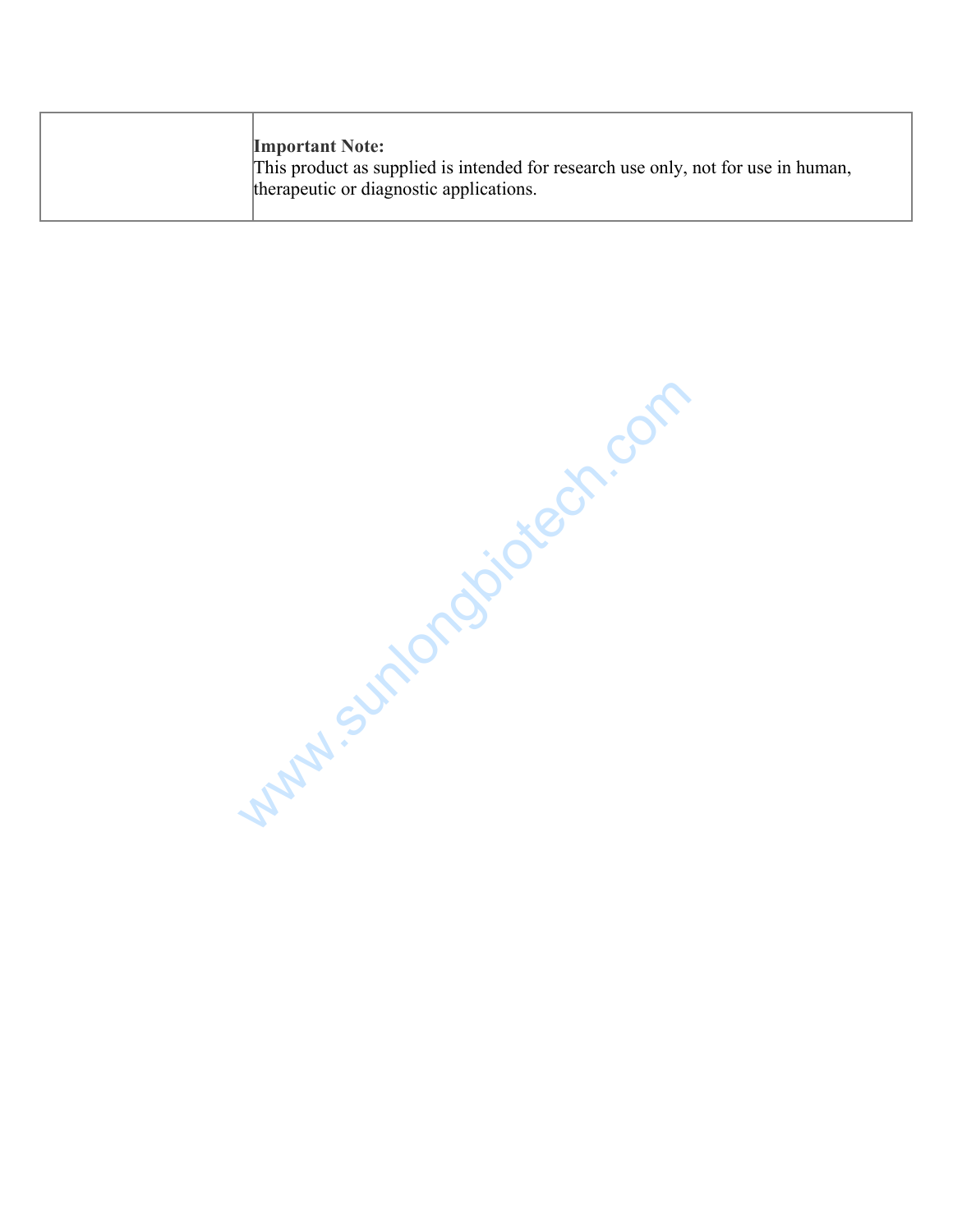| | |
|---|---|
| | **Important Note:**<br>This product as supplied is intended for research use only, not for use in human, therapeutic or diagnostic applications. |